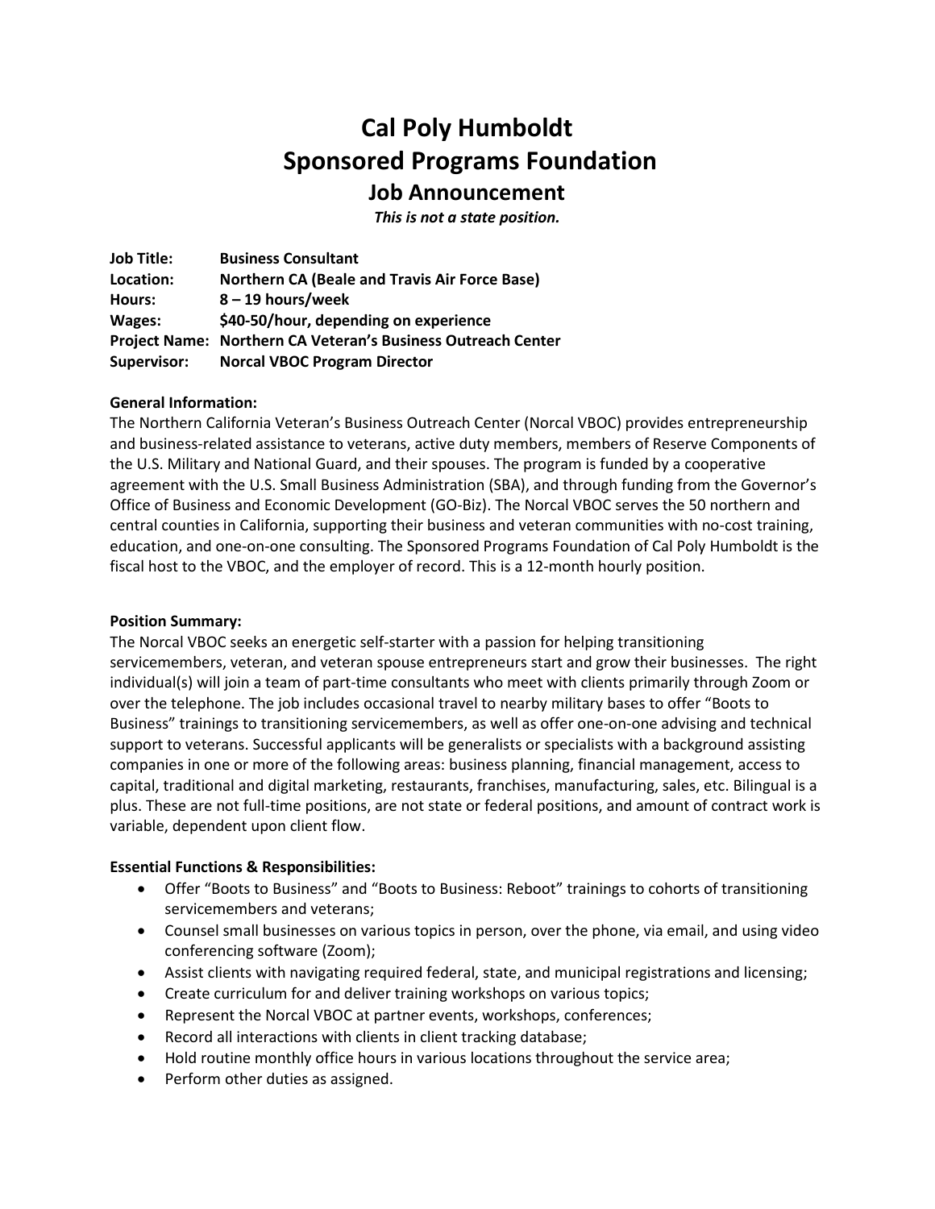# Cal Poly Humboldt
# Sponsored Programs Foundation
## Job Announcement

***This is not a state position.***

**Job Title:** **Business Consultant**
**Location:** **Northern CA (Beale and Travis Air Force Base)**
**Hours:** **8 – 19 hours/week**
**Wages:** **$40-50/hour, depending on experience**
**Project Name:** **Northern CA Veteran's Business Outreach Center**
**Supervisor:** **Norcal VBOC Program Director**

**General Information:**
The Northern California Veteran's Business Outreach Center (Norcal VBOC) provides entrepreneurship and business-related assistance to veterans, active duty members, members of Reserve Components of the U.S. Military and National Guard, and their spouses. The program is funded by a cooperative agreement with the U.S. Small Business Administration (SBA), and through funding from the Governor's Office of Business and Economic Development (GO-Biz). The Norcal VBOC serves the 50 northern and central counties in California, supporting their business and veteran communities with no-cost training, education, and one-on-one consulting. The Sponsored Programs Foundation of Cal Poly Humboldt is the fiscal host to the VBOC, and the employer of record. This is a 12-month hourly position.

**Position Summary:**
The Norcal VBOC seeks an energetic self-starter with a passion for helping transitioning servicemembers, veteran, and veteran spouse entrepreneurs start and grow their businesses. The right individual(s) will join a team of part-time consultants who meet with clients primarily through Zoom or over the telephone. The job includes occasional travel to nearby military bases to offer "Boots to Business" trainings to transitioning servicemembers, as well as offer one-on-one advising and technical support to veterans. Successful applicants will be generalists or specialists with a background assisting companies in one or more of the following areas: business planning, financial management, access to capital, traditional and digital marketing, restaurants, franchises, manufacturing, sales, etc. Bilingual is a plus. These are not full-time positions, are not state or federal positions, and amount of contract work is variable, dependent upon client flow.

**Essential Functions & Responsibilities:**

- Offer "Boots to Business" and "Boots to Business: Reboot" trainings to cohorts of transitioning servicemembers and veterans;
- Counsel small businesses on various topics in person, over the phone, via email, and using video conferencing software (Zoom);
- Assist clients with navigating required federal, state, and municipal registrations and licensing;
- Create curriculum for and deliver training workshops on various topics;
- Represent the Norcal VBOC at partner events, workshops, conferences;
- Record all interactions with clients in client tracking database;
- Hold routine monthly office hours in various locations throughout the service area;
- Perform other duties as assigned.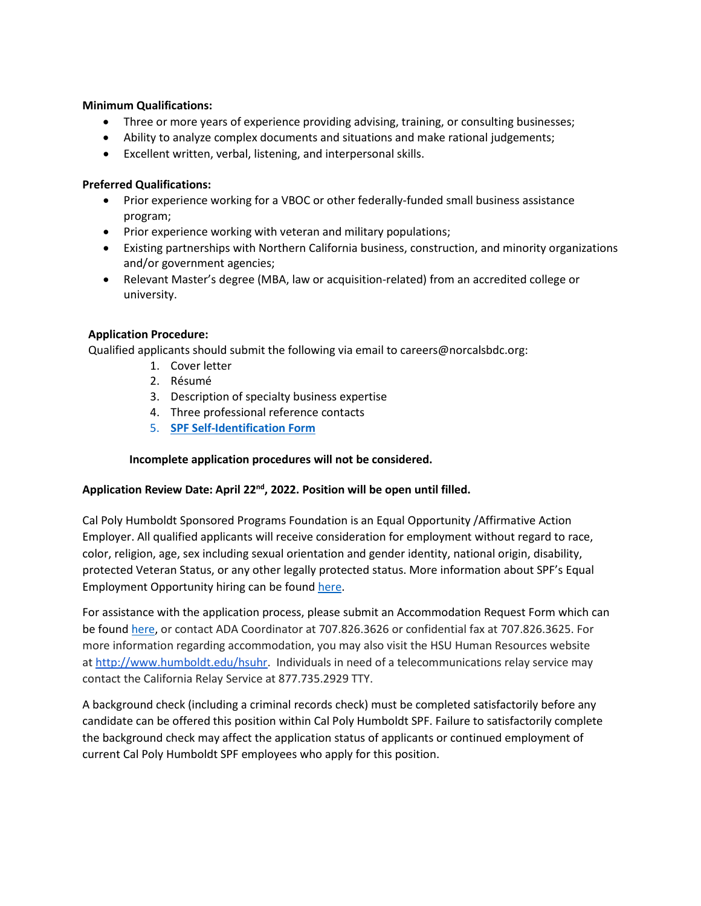**Minimum Qualifications:**

- Three or more years of experience providing advising, training, or consulting businesses;
- Ability to analyze complex documents and situations and make rational judgements;
- Excellent written, verbal, listening, and interpersonal skills.

**Preferred Qualifications:**

- Prior experience working for a VBOC or other federally-funded small business assistance program;
- Prior experience working with veteran and military populations;
- Existing partnerships with Northern California business, construction, and minority organizations and/or government agencies;
- Relevant Master's degree (MBA, law or acquisition-related) from an accredited college or university.

**Application Procedure:**

Qualified applicants should submit the following via email to careers@norcalsbdc.org:

1. Cover letter
2. Résumé
3. Description of specialty business expertise
4. Three professional reference contacts
5. **SPF Self-Identification Form**

**Incomplete application procedures will not be considered.**

**Application Review Date: April 22nd, 2022. Position will be open until filled.**

Cal Poly Humboldt Sponsored Programs Foundation is an Equal Opportunity /Affirmative Action Employer. All qualified applicants will receive consideration for employment without regard to race, color, religion, age, sex including sexual orientation and gender identity, national origin, disability, protected Veteran Status, or any other legally protected status. More information about SPF's Equal Employment Opportunity hiring can be found here.

For assistance with the application process, please submit an Accommodation Request Form which can be found here, or contact ADA Coordinator at 707.826.3626 or confidential fax at 707.826.3625. For more information regarding accommodation, you may also visit the HSU Human Resources website at http://www.humboldt.edu/hsuhr. Individuals in need of a telecommunications relay service may contact the California Relay Service at 877.735.2929 TTY.

A background check (including a criminal records check) must be completed satisfactorily before any candidate can be offered this position within Cal Poly Humboldt SPF. Failure to satisfactorily complete the background check may affect the application status of applicants or continued employment of current Cal Poly Humboldt SPF employees who apply for this position.